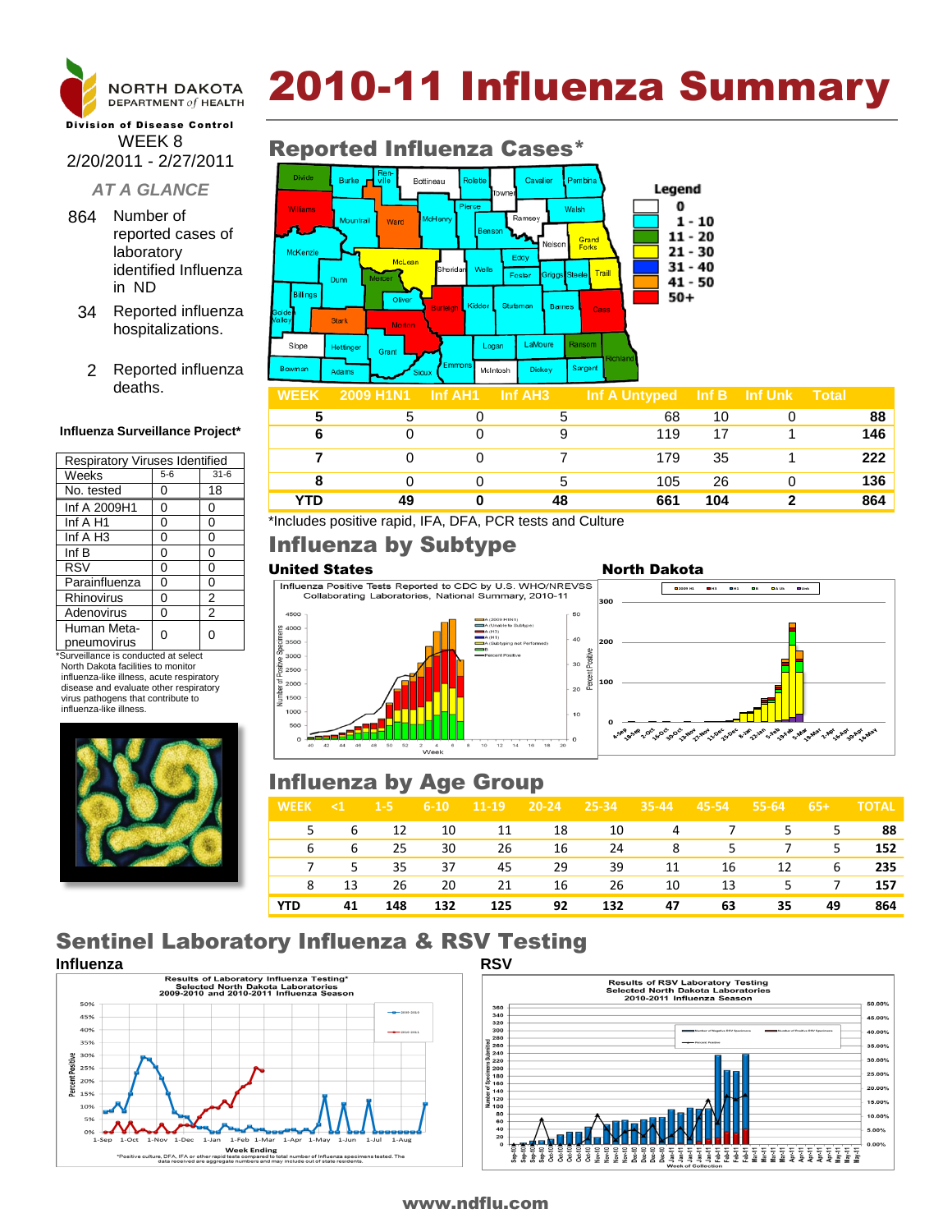# 2010-11 Influenza Summary

NORTH DAKOTA DEPARTMENT *of* HEALTH

**Division of Disease Control**

WEEK 8
2/20/2011 - 2/27/2011

*AT A GLANCE*

- 864 Number of reported cases of laboratory identified Influenza in ND
- 34 Reported influenza hospitalizations.
- 2 Reported influenza deaths.

## Reported Influenza Cases*

Legend: 0; 1 - 10; 11 - 20; 21 - 30; 31 - 40; 41 - 50; 50+

Divide, Burke, Renville, Bottineau, Rolette, Towner, Cavalier, Pembina, Williams, Mountrail, Ward, McHenry, Pierce, Benson, Ramsey, Walsh, Nelson, Grand Forks, McKenzie, McLean, Sheridan, Wells, Eddy, Foster, Griggs, Steele, Traill, Dunn, Mercer, Oliver, Burleigh, Kidder, Stutsman, Barnes, Cass, Billings, Golden Valley, Stark, Morton, Slope, Hettinger, Grant, Logan, LaMoure, Ransom, Richland, Bowman, Adams, Sioux, Emmons, McIntosh, Dickey, Sargent

| WEEK | 2009 H1N1 | Inf AH1 | Inf AH3 | Inf A Untyped | Inf B | Inf Unk | Total |
|---|---|---|---|---|---|---|---|
| 5 | 5 | 0 | 5 | 68 | 10 | 0 | 88 |
| 6 | 0 | 0 | 9 | 119 | 17 | 1 | 146 |
| 7 | 0 | 0 | 7 | 179 | 35 | 1 | 222 |
| 8 | 0 | 0 | 5 | 105 | 26 | 0 | 136 |
| YTD | 49 | 0 | 48 | 661 | 104 | 2 | 864 |

*Includes positive rapid, IFA, DFA, PCR tests and Culture

### Influenza Surveillance Project*

| Respiratory Viruses Identified | | |
|---|---|---|
| Weeks | 5-6 | 31-6 |
| No. tested | 0 | 18 |
| Inf A 2009H1 | 0 | 0 |
| Inf A H1 | 0 | 0 |
| Inf A H3 | 0 | 0 |
| Inf B | 0 | 0 |
| RSV | 0 | 0 |
| Parainfluenza | 0 | 0 |
| Rhinovirus | 0 | 2 |
| Adenovirus | 0 | 2 |
| Human Meta-pneumovirus | 0 | 0 |

*Surveillance is conducted at select North Dakota facilities to monitor influenza-like illness, acute respiratory disease and evaluate other respiratory virus pathogens that contribute to influenza-like illness.

## Influenza by Subtype

### United States

Influenza Positive Tests Reported to CDC by U.S. WHO/NREVSS Collaborating Laboratories, National Summary, 2010-11

Number of Positive Specimens; Percent Positive; Week

A (2009 H1N1); A (Unable to Subtype); A (H3); A (H1); A (Subtyping not Performed); B; Percent Positive

### North Dakota

2009 H1; H3; H1; B; A Un; Unk

## Influenza by Age Group

| WEEK | <1 | 1-5 | 6-10 | 11-19 | 20-24 | 25-34 | 35-44 | 45-54 | 55-64 | 65+ | TOTAL |
|---|---|---|---|---|---|---|---|---|---|---|---|
| 5 | 6 | 12 | 10 | 11 | 18 | 10 | 4 | 7 | 5 | 5 | 88 |
| 6 | 6 | 25 | 30 | 26 | 16 | 24 | 8 | 5 | 7 | 5 | 152 |
| 7 | 5 | 35 | 37 | 45 | 29 | 39 | 11 | 16 | 12 | 6 | 235 |
| 8 | 13 | 26 | 20 | 21 | 16 | 26 | 10 | 13 | 5 | 7 | 157 |
| YTD | 41 | 148 | 132 | 125 | 92 | 132 | 47 | 63 | 35 | 49 | 864 |

## Sentinel Laboratory Influenza & RSV Testing

### Influenza

Results of Laboratory Influenza Testing*
Selected North Dakota Laboratories
2009-2010 and 2010-2011 Influenza Season

Percent Positive; Week Ending; 2009-2010; 2010-2011

*Positive culture, DFA, IFA or other rapid tests compared to total number of Influenza specimens tested. The data received are aggregate numbers and may include out of state residents.

### RSV

Results of RSV Laboratory Testing
Selected North Dakota Laboratories
2010-2011 Influenza Season

Number of Specimens Submitted; Week of Collection; Number of Negative RSV Specimens; Number of Positive RSV Specimens; Percent Positive

www.ndflu.com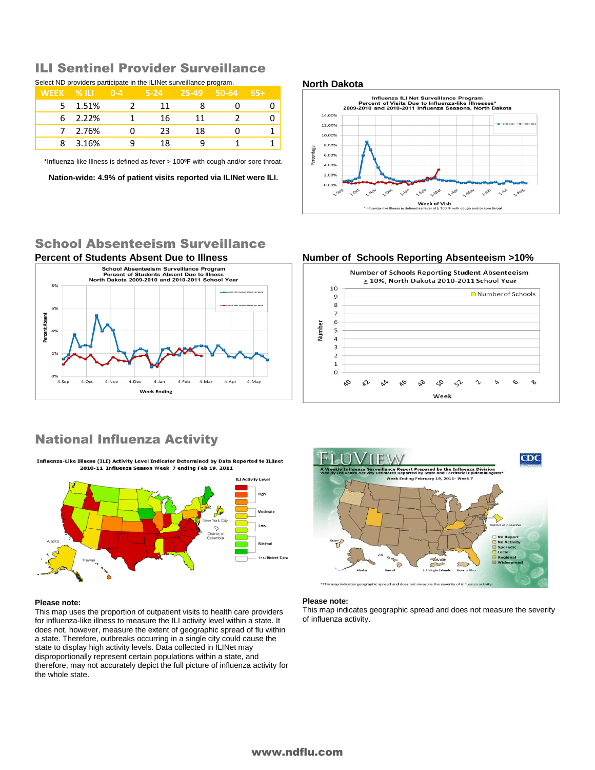## ILI Sentinel Provider Surveillance

Select ND providers participate in the ILINet surveillance program.

| WEEK | % ILI | 0-4 | 5-24 | 25-49 | 50-64 | 65+ |
|---|---|---|---|---|---|---|
| 5 | 1.51% | 2 | 11 | 8 | 0 | 0 |
| 6 | 2.22% | 1 | 16 | 11 | 2 | 0 |
| 7 | 2.76% | 0 | 23 | 18 | 0 | 1 |
| 8 | 3.16% | 9 | 18 | 9 | 1 | 1 |

*Influenza-like Illness is defined as fever ≥ 100ºF with cough and/or sore throat.

**Nation-wide: 4.9% of patient visits reported via ILINet were ILI.**

### North Dakota

Influenza ILI Net Surveillance Program
Percent of Visits Due to Influenza-like Illnesses*
2009-2010 and 2010-2011 Influenza Seasons, North Dakota

Percentage

14.00%
12.00%
10.00%
8.00%
6.00%
4.00%
2.00%
0.00%

2009-2010
2010-2011

1-Sep 1-Oct 1-Nov 1-Dec 1-Jan 1-Feb 1-Mar 1-Apr 1-May 1-Jun 1-Jul 1-Aug

Week of Visit

*Influenza-like illness is defined as fever of ≥ 100 °F with cough and/or sore throat

## School Absenteeism Surveillance

### Percent of Students Absent Due to Illness

School Absenteeism Surveillance Program
Percent of Students Absent Due to Illness
North Dakota 2009-2010 and 2010-2011 School Year

Percent Absent

8%
6%
4%
2%
0%

2009-2010 Percent Absent per Week
2010-2011 Percent Absent per Week

4-Sep 4-Oct 4-Nov 4-Dec 4-Jan 4-Feb 4-Mar 4-Apr 4-May

Week Ending

### Number of Schools Reporting Absenteeism >10%

Number of Schools Reporting Student Absenteeism ≥ 10%, North Dakota 2010-2011 School Year

Number

10
9
8
7
6
5
4
3
2
1
0

Number of Schools

40 42 44 46 48 50 52 2 4 6 8

Week

## National Influenza Activity

Influenza-Like Illness (ILI) Activity Level Indicator Determined by Data Reported to ILINet
2010-11 Influenza Season Week 7 ending Feb 19, 2011

ILI Activity Level
High
Moderate
Low
Minimal
Insufficient Data

New York City
District of Columbia
Alaska
Hawaii

FLUVIEW

A Weekly Influenza Surveillance Report Prepared by the Influenza Division
Weekly Influenza Activity Estimates Reported by State and Territorial Epidemiologists*
Week Ending February 19, 2011- Week 7

District of Columbia
Guam
Alaska
Hawaii
US Virgin Islands
Puerto Rico

No Report
No Activity
Sporadic
Local
Regional
Widespread

*This map indicates geographic spread and does not measure the severity of influenza activity.

**Please note:**
This map uses the proportion of outpatient visits to health care providers for influenza-like illness to measure the ILI activity level within a state. It does not, however, measure the extent of geographic spread of flu within a state. Therefore, outbreaks occurring in a single city could cause the state to display high activity levels. Data collected in ILINet may disproportionally represent certain populations within a state, and therefore, may not accurately depict the full picture of influenza activity for the whole state.

**Please note:**
This map indicates geographic spread and does not measure the severity of influenza activity.

www.ndflu.com